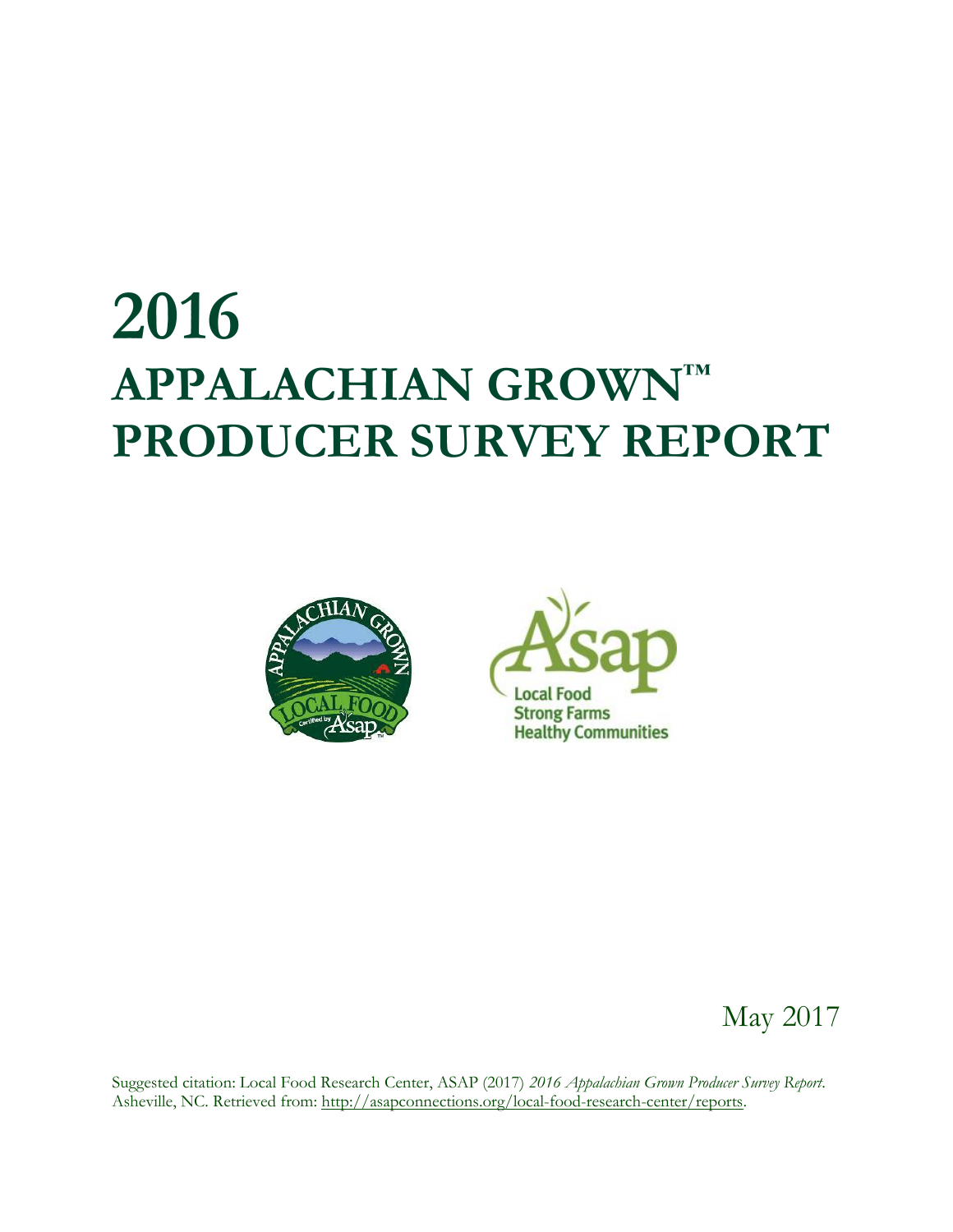# 2016
# APPALACHIAN GROWN™ PRODUCER SURVEY REPORT

May 2017

Suggested citation: Local Food Research Center, ASAP (2017) *2016 Appalachian Grown Producer Survey Report*. Asheville, NC. Retrieved from: http://asapconnections.org/local-food-research-center/reports.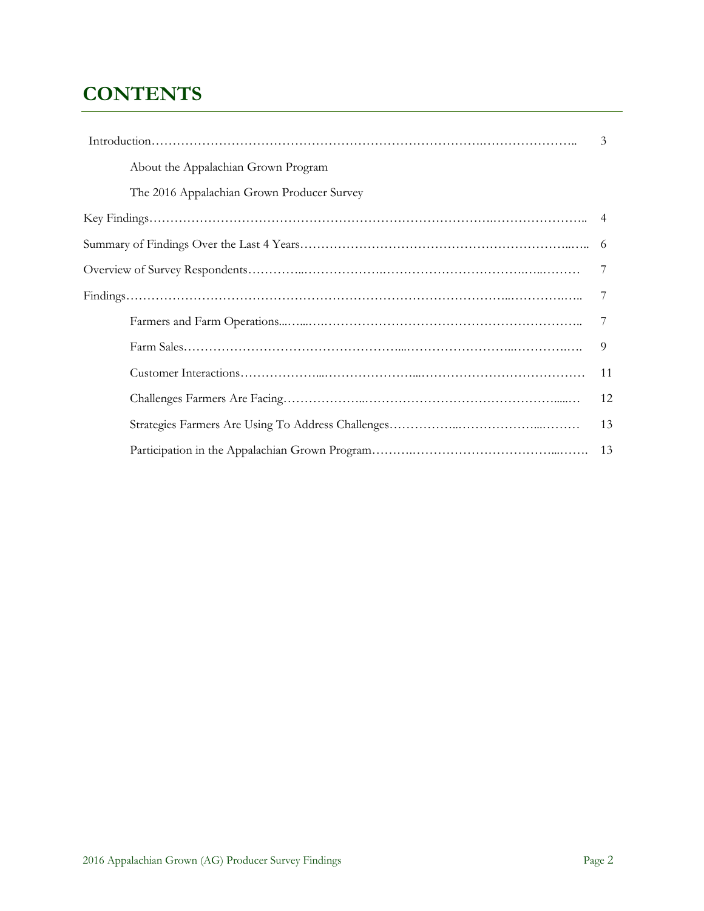# CONTENTS

| | |
|---|---|
| Introduction | 3 |
| About the Appalachian Grown Program | |
| The 2016 Appalachian Grown Producer Survey | |
| Key Findings | 4 |
| Summary of Findings Over the Last 4 Years | 6 |
| Overview of Survey Respondents | 7 |
| Findings | 7 |
| Farmers and Farm Operations | 7 |
| Farm Sales | 9 |
| Customer Interactions | 11 |
| Challenges Farmers Are Facing | 12 |
| Strategies Farmers Are Using To Address Challenges | 13 |
| Participation in the Appalachian Grown Program | 13 |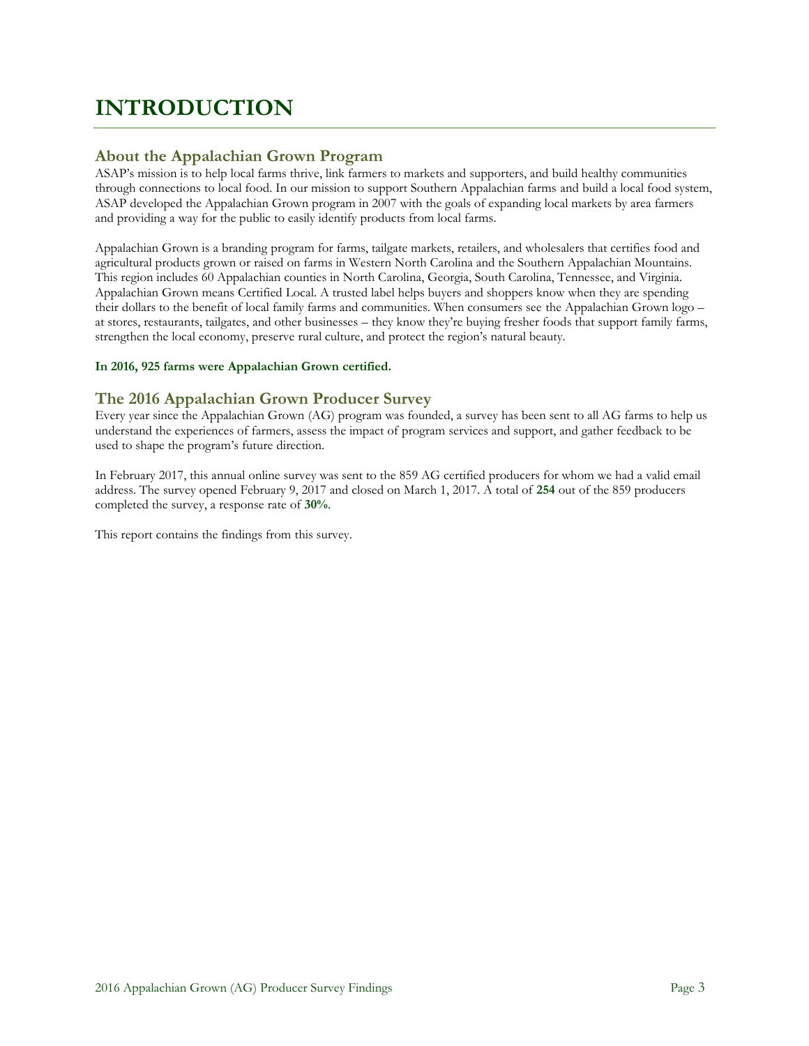# INTRODUCTION

## About the Appalachian Grown Program

ASAP's mission is to help local farms thrive, link farmers to markets and supporters, and build healthy communities through connections to local food. In our mission to support Southern Appalachian farms and build a local food system, ASAP developed the Appalachian Grown program in 2007 with the goals of expanding local markets by area farmers and providing a way for the public to easily identify products from local farms.

Appalachian Grown is a branding program for farms, tailgate markets, retailers, and wholesalers that certifies food and agricultural products grown or raised on farms in Western North Carolina and the Southern Appalachian Mountains. This region includes 60 Appalachian counties in North Carolina, Georgia, South Carolina, Tennessee, and Virginia. Appalachian Grown means Certified Local. A trusted label helps buyers and shoppers know when they are spending their dollars to the benefit of local family farms and communities. When consumers see the Appalachian Grown logo – at stores, restaurants, tailgates, and other businesses – they know they're buying fresher foods that support family farms, strengthen the local economy, preserve rural culture, and protect the region's natural beauty.

**In 2016, 925 farms were Appalachian Grown certified.**

## The 2016 Appalachian Grown Producer Survey

Every year since the Appalachian Grown (AG) program was founded, a survey has been sent to all AG farms to help us understand the experiences of farmers, assess the impact of program services and support, and gather feedback to be used to shape the program's future direction.

In February 2017, this annual online survey was sent to the 859 AG certified producers for whom we had a valid email address. The survey opened February 9, 2017 and closed on March 1, 2017. A total of **254** out of the 859 producers completed the survey, a response rate of **30%**.

This report contains the findings from this survey.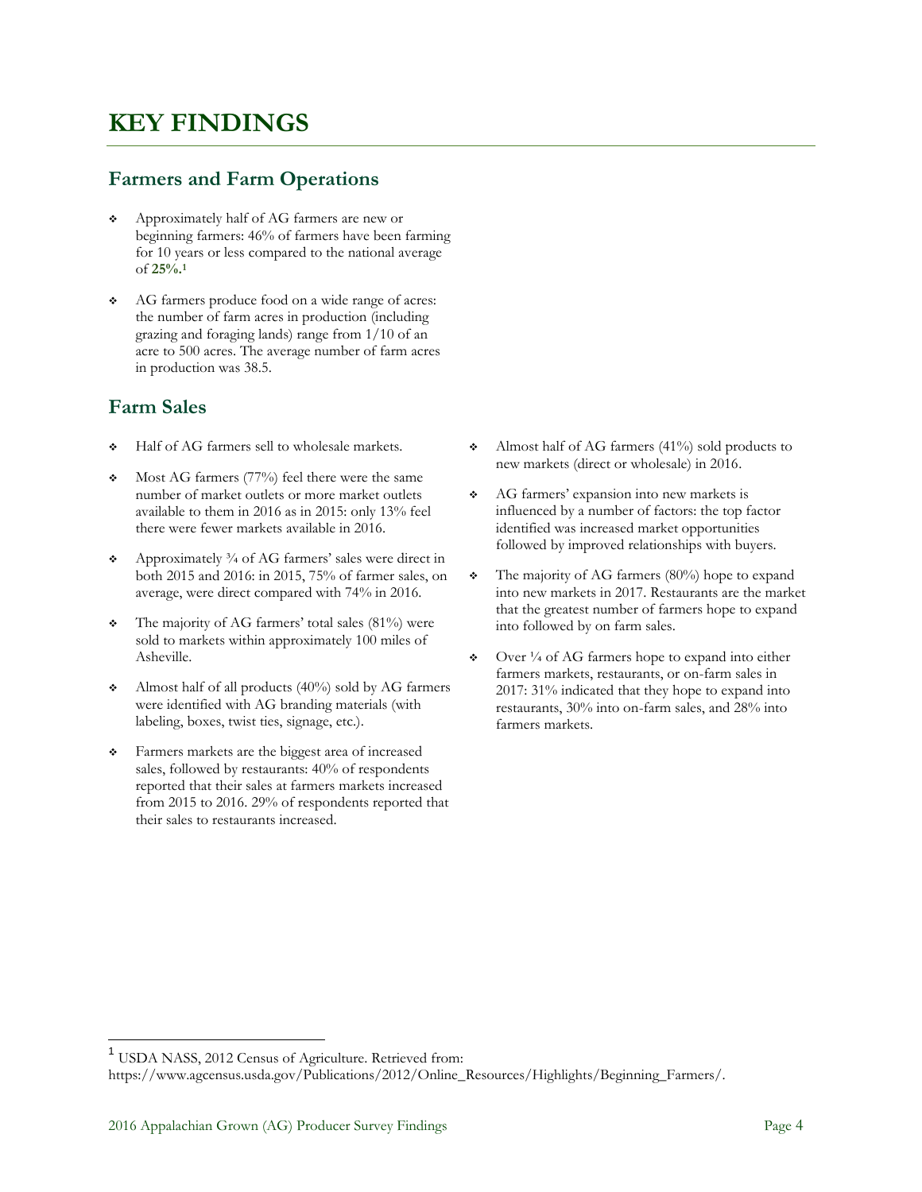# KEY FINDINGS

## Farmers and Farm Operations

- Approximately half of AG farmers are new or beginning farmers: 46% of farmers have been farming for 10 years or less compared to the national average of **25%.**[1]
- AG farmers produce food on a wide range of acres: the number of farm acres in production (including grazing and foraging lands) range from 1/10 of an acre to 500 acres. The average number of farm acres in production was 38.5.

## Farm Sales

- Half of AG farmers sell to wholesale markets.
- Most AG farmers (77%) feel there were the same number of market outlets or more market outlets available to them in 2016 as in 2015: only 13% feel there were fewer markets available in 2016.
- Approximately ¾ of AG farmers' sales were direct in both 2015 and 2016: in 2015, 75% of farmer sales, on average, were direct compared with 74% in 2016.
- The majority of AG farmers' total sales (81%) were sold to markets within approximately 100 miles of Asheville.
- Almost half of all products (40%) sold by AG farmers were identified with AG branding materials (with labeling, boxes, twist ties, signage, etc.).
- Farmers markets are the biggest area of increased sales, followed by restaurants: 40% of respondents reported that their sales at farmers markets increased from 2015 to 2016. 29% of respondents reported that their sales to restaurants increased.
- Almost half of AG farmers (41%) sold products to new markets (direct or wholesale) in 2016.
- AG farmers' expansion into new markets is influenced by a number of factors: the top factor identified was increased market opportunities followed by improved relationships with buyers.
- The majority of AG farmers (80%) hope to expand into new markets in 2017. Restaurants are the market that the greatest number of farmers hope to expand into followed by on farm sales.
- Over ¼ of AG farmers hope to expand into either farmers markets, restaurants, or on-farm sales in 2017: 31% indicated that they hope to expand into restaurants, 30% into on-farm sales, and 28% into farmers markets.

---

[1] USDA NASS, 2012 Census of Agriculture. Retrieved from: https://www.agcensus.usda.gov/Publications/2012/Online_Resources/Highlights/Beginning_Farmers/.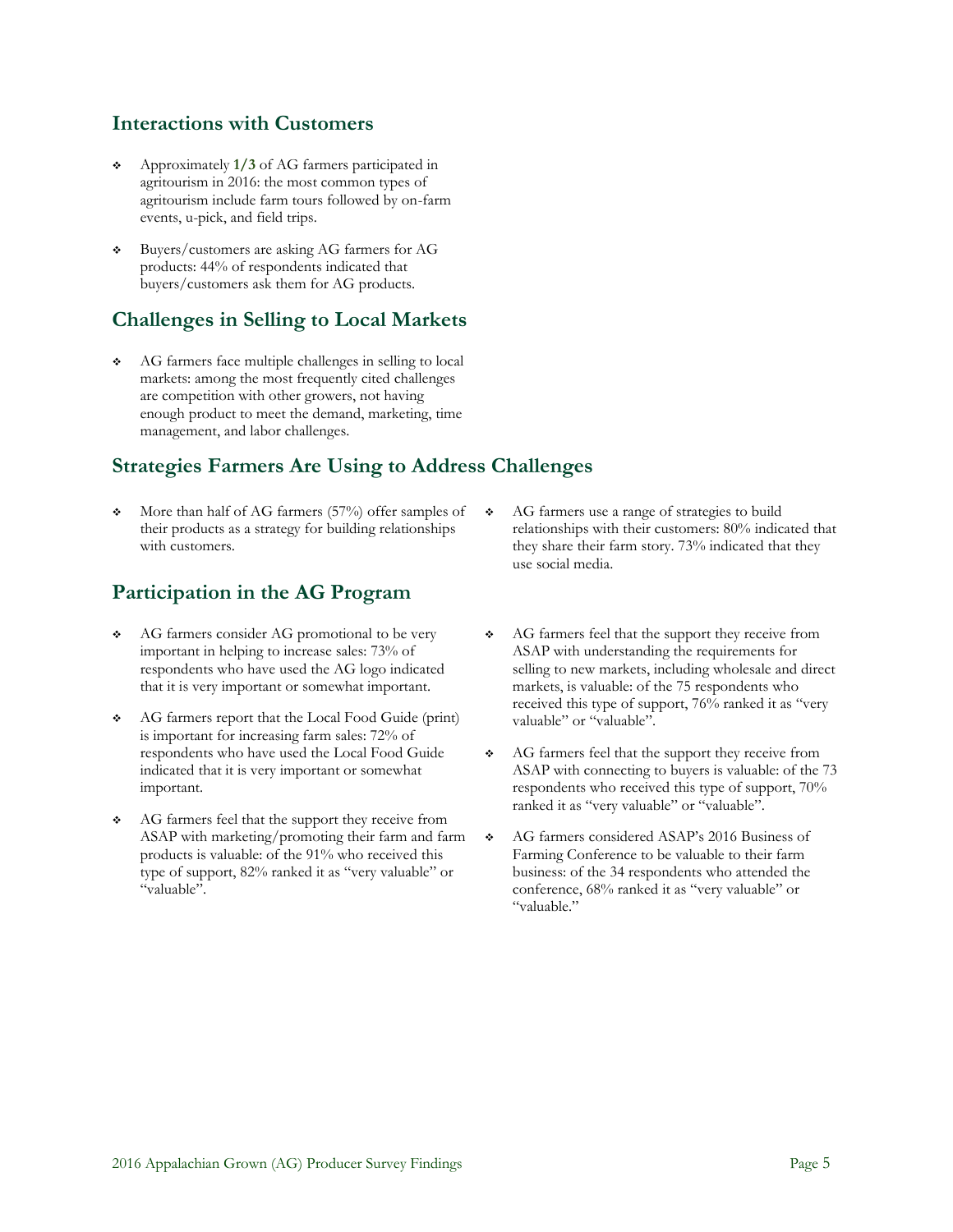## Interactions with Customers

- Approximately **1/3** of AG farmers participated in agritourism in 2016: the most common types of agritourism include farm tours followed by on-farm events, u-pick, and field trips.
- Buyers/customers are asking AG farmers for AG products: 44% of respondents indicated that buyers/customers ask them for AG products.

## Challenges in Selling to Local Markets

- AG farmers face multiple challenges in selling to local markets: among the most frequently cited challenges are competition with other growers, not having enough product to meet the demand, marketing, time management, and labor challenges.

## Strategies Farmers Are Using to Address Challenges

- More than half of AG farmers (57%) offer samples of their products as a strategy for building relationships with customers.
- AG farmers use a range of strategies to build relationships with their customers: 80% indicated that they share their farm story. 73% indicated that they use social media.

## Participation in the AG Program

- AG farmers consider AG promotional to be very important in helping to increase sales: 73% of respondents who have used the AG logo indicated that it is very important or somewhat important.
- AG farmers report that the Local Food Guide (print) is important for increasing farm sales: 72% of respondents who have used the Local Food Guide indicated that it is very important or somewhat important.
- AG farmers feel that the support they receive from ASAP with marketing/promoting their farm and farm products is valuable: of the 91% who received this type of support, 82% ranked it as "very valuable" or "valuable".
- AG farmers feel that the support they receive from ASAP with understanding the requirements for selling to new markets, including wholesale and direct markets, is valuable: of the 75 respondents who received this type of support, 76% ranked it as "very valuable" or "valuable".
- AG farmers feel that the support they receive from ASAP with connecting to buyers is valuable: of the 73 respondents who received this type of support, 70% ranked it as "very valuable" or "valuable".
- AG farmers considered ASAP's 2016 Business of Farming Conference to be valuable to their farm business: of the 34 respondents who attended the conference, 68% ranked it as "very valuable" or "valuable."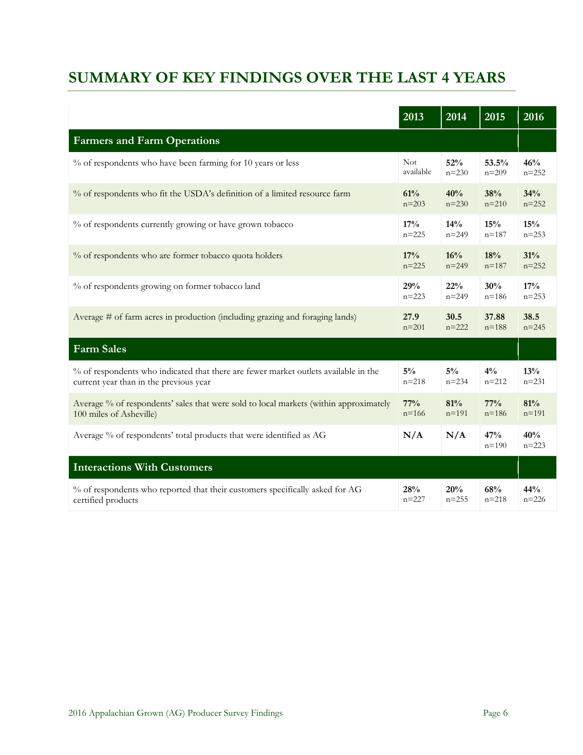## SUMMARY OF KEY FINDINGS OVER THE LAST 4 YEARS

| | 2013 | 2014 | 2015 | 2016 |
|---|---|---|---|---|
| **Farmers and Farm Operations** | | | | |
| % of respondents who have been farming for 10 years or less | Not available | **52%** n=230 | **53.5%** n=209 | **46%** n=252 |
| % of respondents who fit the USDA's definition of a limited resource farm | **61%** n=203 | **40%** n=230 | **38%** n=210 | **34%** n=252 |
| % of respondents currently growing or have grown tobacco | **17%** n=225 | **14%** n=249 | **15%** n=187 | **15%** n=253 |
| % of respondents who are former tobacco quota holders | **17%** n=225 | **16%** n=249 | **18%** n=187 | **31%** n=252 |
| % of respondents growing on former tobacco land | **29%** n=223 | **22%** n=249 | **30%** n=186 | **17%** n=253 |
| Average # of farm acres in production (including grazing and foraging lands) | **27.9** n=201 | **30.5** n=222 | **37.88** n=188 | **38.5** n=245 |
| **Farm Sales** | | | | |
| % of respondents who indicated that there are fewer market outlets available in the current year than in the previous year | **5%** n=218 | **5%** n=234 | **4%** n=212 | **13%** n=231 |
| Average % of respondents' sales that were sold to local markets (within approximately 100 miles of Asheville) | **77%** n=166 | **81%** n=191 | **77%** n=186 | **81%** n=191 |
| Average % of respondents' total products that were identified as AG | **N/A** | **N/A** | **47%** n=190 | **40%** n=223 |
| **Interactions With Customers** | | | | |
| % of respondents who reported that their customers specifically asked for AG certified products | **28%** n=227 | **20%** n=255 | **68%** n=218 | **44%** n=226 |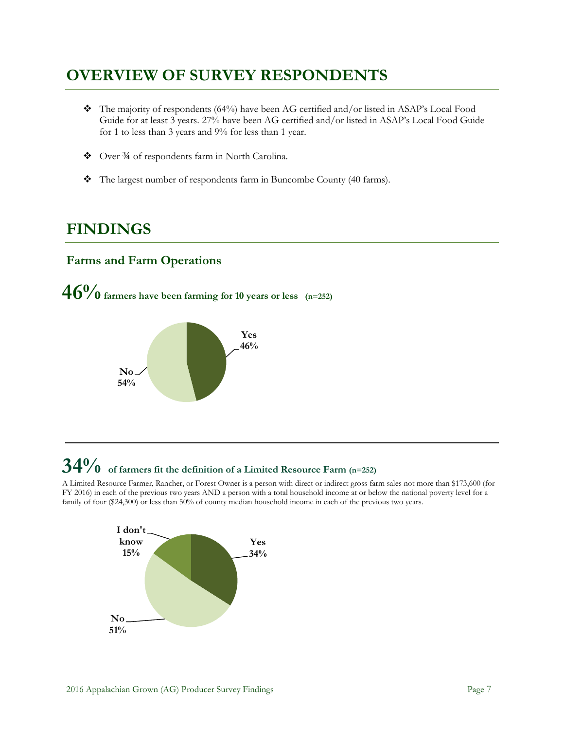# OVERVIEW OF SURVEY RESPONDENTS

- The majority of respondents (64%) have been AG certified and/or listed in ASAP's Local Food Guide for at least 3 years. 27% have been AG certified and/or listed in ASAP's Local Food Guide for 1 to less than 3 years and 9% for less than 1 year.
- Over ¾ of respondents farm in North Carolina.
- The largest number of respondents farm in Buncombe County (40 farms).

# FINDINGS

## Farms and Farm Operations

### 46% farmers have been farming for 10 years or less (n=252)

Yes 46%

No 54%

### 34% of farmers fit the definition of a Limited Resource Farm (n=252)

A Limited Resource Farmer, Rancher, or Forest Owner is a person with direct or indirect gross farm sales not more than $173,600 (for FY 2016) in each of the previous two years AND a person with a total household income at or below the national poverty level for a family of four ($24,300) or less than 50% of county median household income in each of the previous two years.

Yes 34%

No 51%

I don't know 15%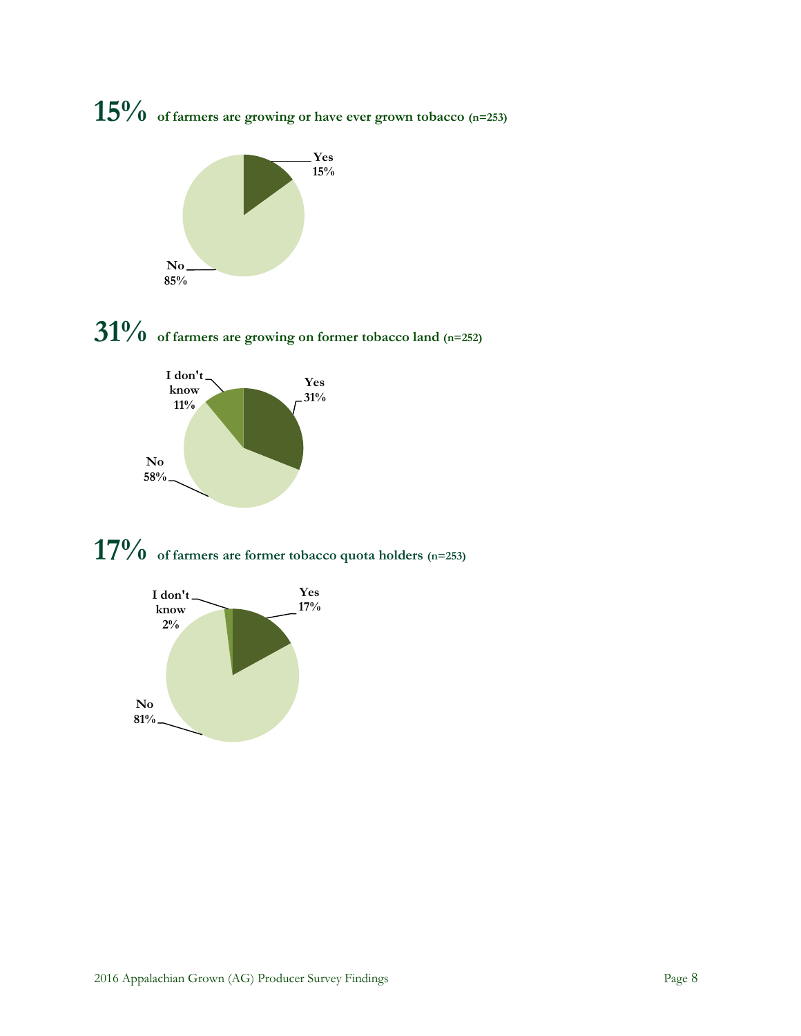**15%** **of farmers are growing or have ever grown tobacco (n=253)**

Yes 15%

No 85%

**31%** **of farmers are growing on former tobacco land (n=252)**

I don't know 11%

Yes 31%

No 58%

**17%** **of farmers are former tobacco quota holders (n=253)**

I don't know 2%

Yes 17%

No 81%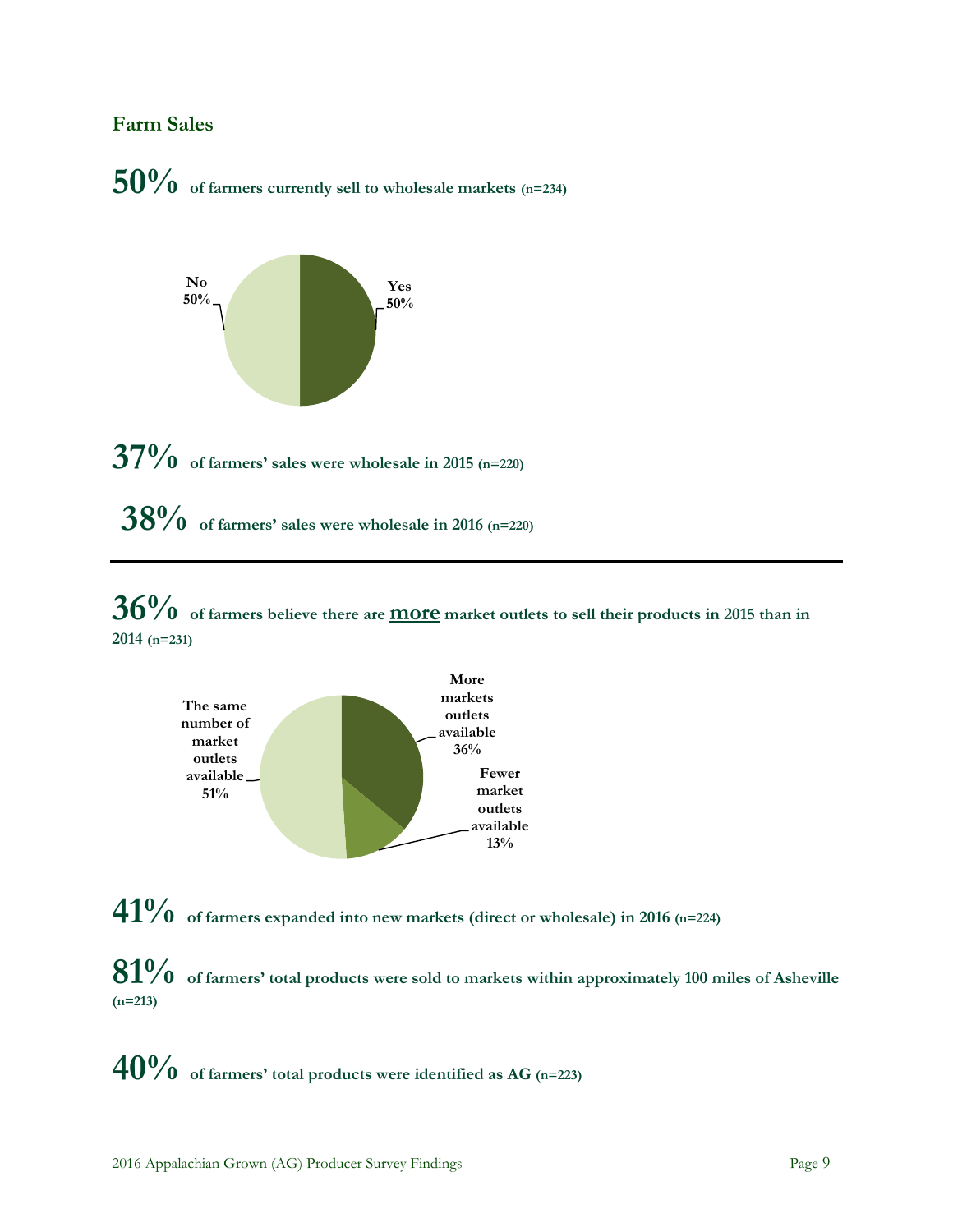## Farm Sales

**50%** **of farmers currently sell to wholesale markets (n=234)**

No 50%

Yes 50%

**37%** **of farmers' sales were wholesale in 2015 (n=220)**

**38%** **of farmers' sales were wholesale in 2016 (n=220)**

---

**36%** **of farmers believe there are more market outlets to sell their products in 2015 than in 2014 (n=231)**

More markets outlets available 36%

Fewer market outlets available 13%

The same number of market outlets available 51%

**41%** **of farmers expanded into new markets (direct or wholesale) in 2016 (n=224)**

**81%** **of farmers' total products were sold to markets within approximately 100 miles of Asheville (n=213)**

**40%** **of farmers' total products were identified as AG (n=223)**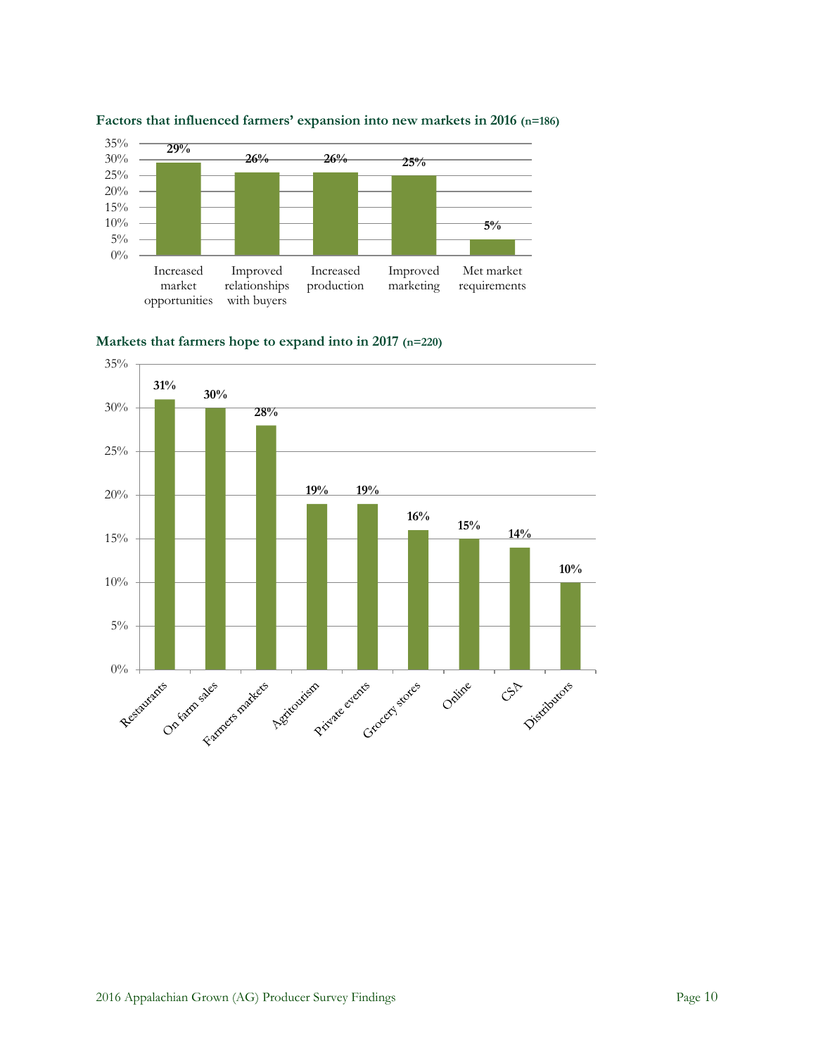**Factors that influenced farmers' expansion into new markets in 2016 (n=186)**

| Factor | Percent |
|---|---|
| Increased market opportunities | 29% |
| Improved relationships with buyers | 26% |
| Increased production | 26% |
| Improved marketing | 25% |
| Met market requirements | 5% |

**Markets that farmers hope to expand into in 2017 (n=220)**

| Market | Percent |
|---|---|
| Restaurants | 31% |
| On farm sales | 30% |
| Farmers markets | 28% |
| Agritourism | 19% |
| Private events | 19% |
| Grocery stores | 16% |
| Online | 15% |
| CSA | 14% |
| Distributors | 10% |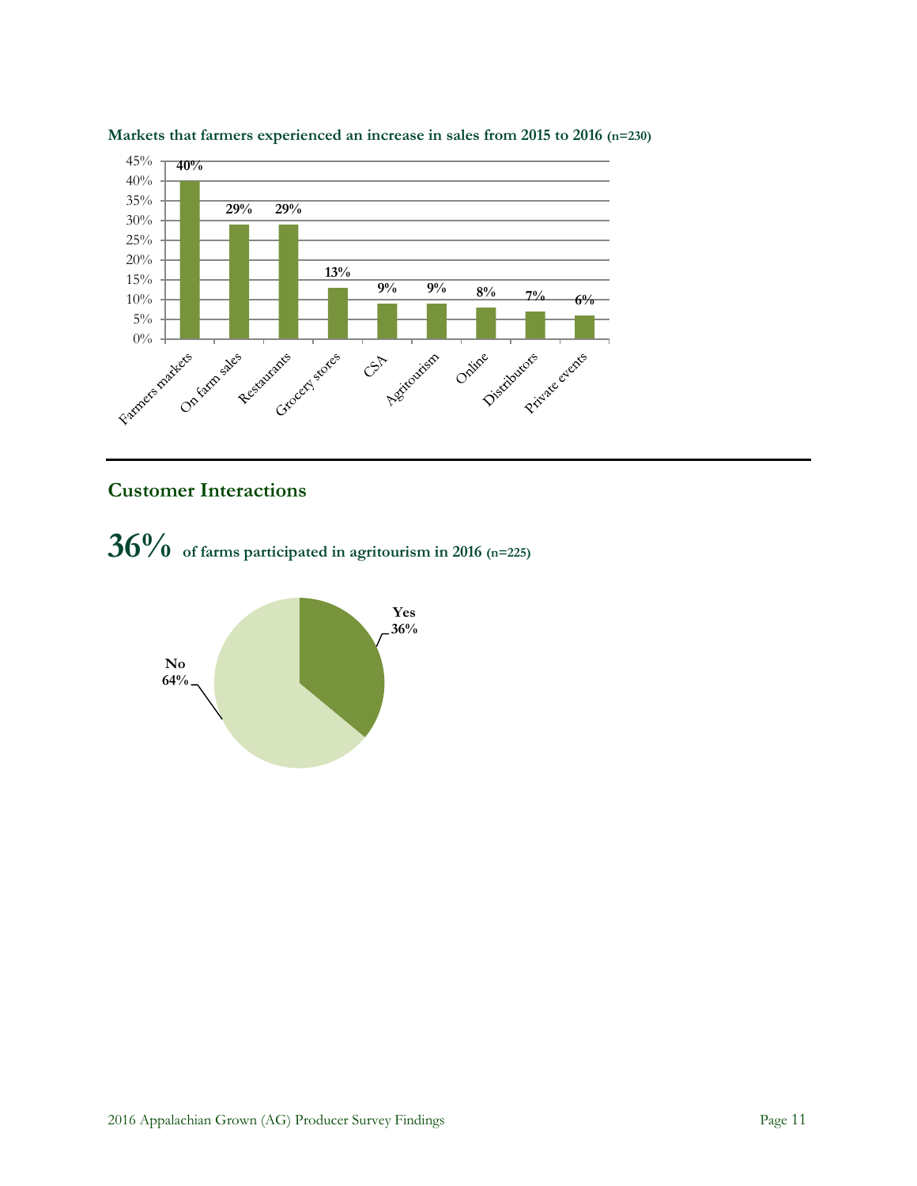**Markets that farmers experienced an increase in sales from 2015 to 2016 (n=230)**

| Market | Percent |
|---|---|
| Farmers markets | 40% |
| On farm sales | 29% |
| Restaurants | 29% |
| Grocery stores | 13% |
| CSA | 9% |
| Agritourism | 9% |
| Online | 8% |
| Distributors | 7% |
| Private events | 6% |

## Customer Interactions

**36%** **of farms participated in agritourism in 2016 (n=225)**

| Response | Percent |
|---|---|
| Yes | 36% |
| No | 64% |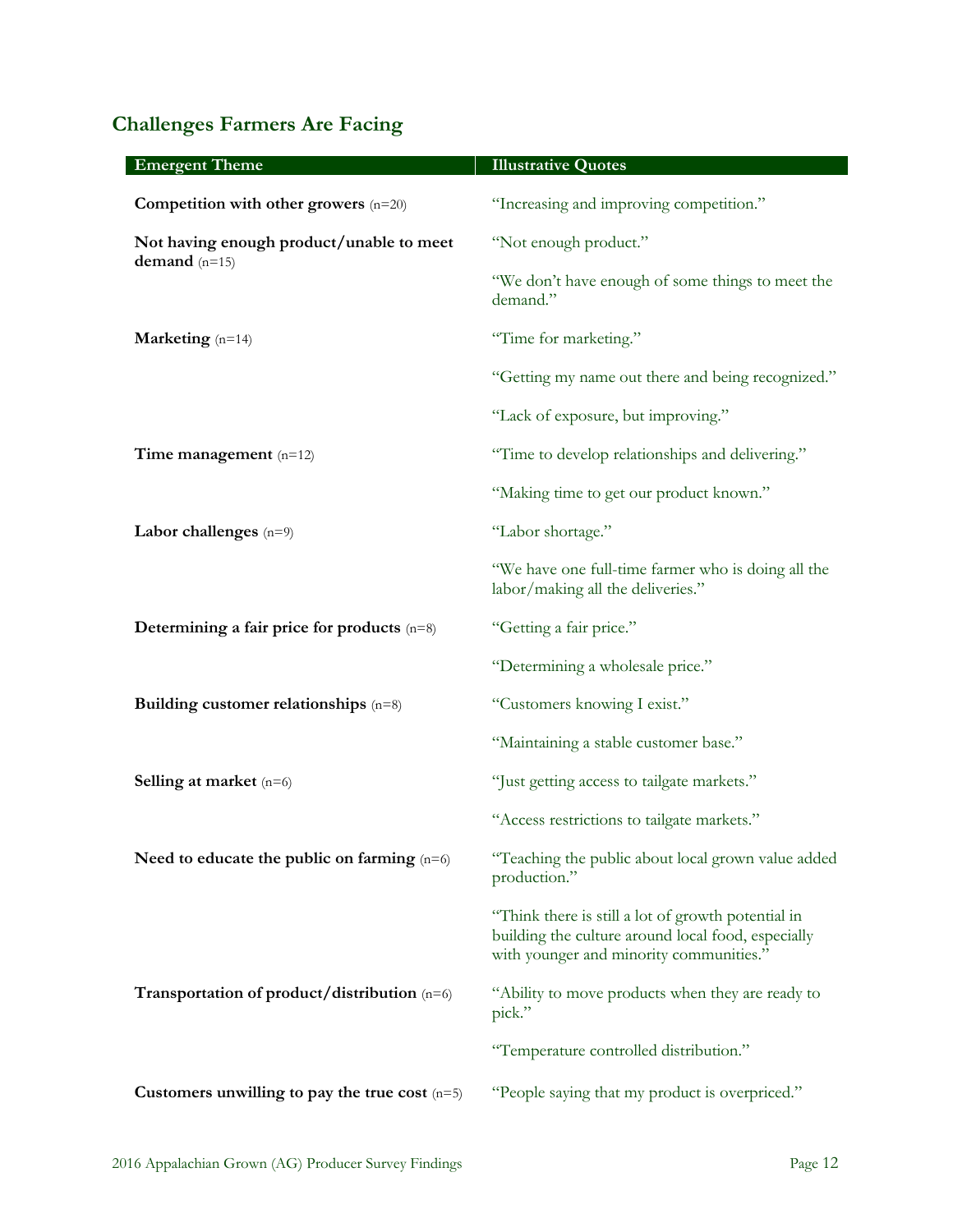## Challenges Farmers Are Facing

| Emergent Theme | Illustrative Quotes |
| --- | --- |
| **Competition with other growers** (n=20) | "Increasing and improving competition." |
| **Not having enough product/unable to meet demand** (n=15) | "Not enough product." |
| | "We don't have enough of some things to meet the demand." |
| **Marketing** (n=14) | "Time for marketing." |
| | "Getting my name out there and being recognized." |
| | "Lack of exposure, but improving." |
| **Time management** (n=12) | "Time to develop relationships and delivering." |
| | "Making time to get our product known." |
| **Labor challenges** (n=9) | "Labor shortage." |
| | "We have one full-time farmer who is doing all the labor/making all the deliveries." |
| **Determining a fair price for products** (n=8) | "Getting a fair price." |
| | "Determining a wholesale price." |
| **Building customer relationships** (n=8) | "Customers knowing I exist." |
| | "Maintaining a stable customer base." |
| **Selling at market** (n=6) | "Just getting access to tailgate markets." |
| | "Access restrictions to tailgate markets." |
| **Need to educate the public on farming** (n=6) | "Teaching the public about local grown value added production." |
| | "Think there is still a lot of growth potential in building the culture around local food, especially with younger and minority communities." |
| **Transportation of product/distribution** (n=6) | "Ability to move products when they are ready to pick." |
| | "Temperature controlled distribution." |
| **Customers unwilling to pay the true cost** (n=5) | "People saying that my product is overpriced." |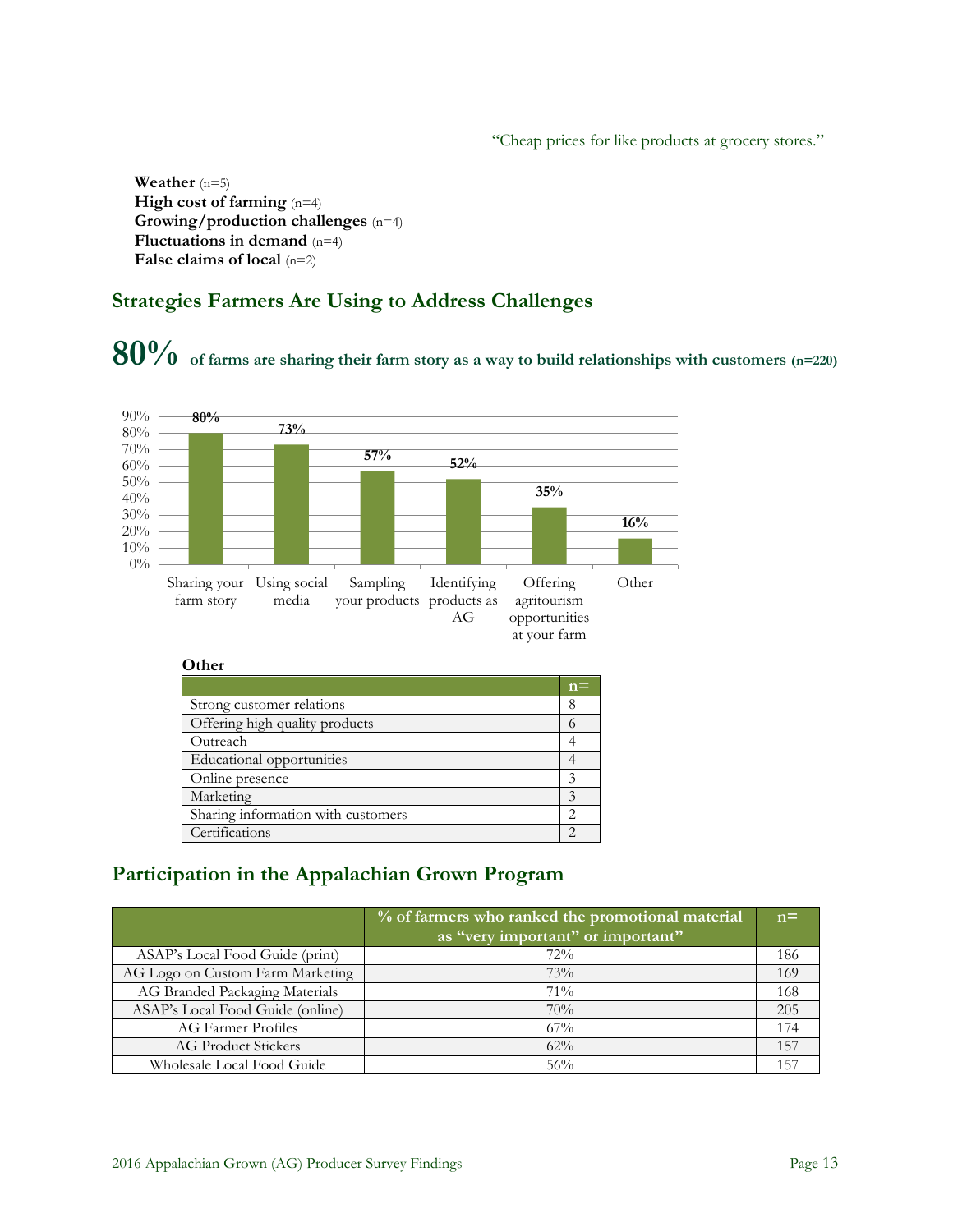"Cheap prices for like products at grocery stores."

**Weather** (n=5)
**High cost of farming** (n=4)
**Growing/production challenges** (n=4)
**Fluctuations in demand** (n=4)
**False claims of local** (n=2)

## Strategies Farmers Are Using to Address Challenges

**80%** **of farms are sharing their farm story as a way to build relationships with customers (n=220)**

| Strategy | % |
|---|---|
| Sharing your farm story | 80% |
| Using social media | 73% |
| Sampling your products | 57% |
| Identifying products as AG | 52% |
| Offering agritourism opportunities at your farm | 35% |
| Other | 16% |

**Other**

| | n= |
|---|---|
| Strong customer relations | 8 |
| Offering high quality products | 6 |
| Outreach | 4 |
| Educational opportunities | 4 |
| Online presence | 3 |
| Marketing | 3 |
| Sharing information with customers | 2 |
| Certifications | 2 |

## Participation in the Appalachian Grown Program

| | % of farmers who ranked the promotional material as "very important" or important" | n= |
|---|---|---|
| ASAP's Local Food Guide (print) | 72% | 186 |
| AG Logo on Custom Farm Marketing | 73% | 169 |
| AG Branded Packaging Materials | 71% | 168 |
| ASAP's Local Food Guide (online) | 70% | 205 |
| AG Farmer Profiles | 67% | 174 |
| AG Product Stickers | 62% | 157 |
| Wholesale Local Food Guide | 56% | 157 |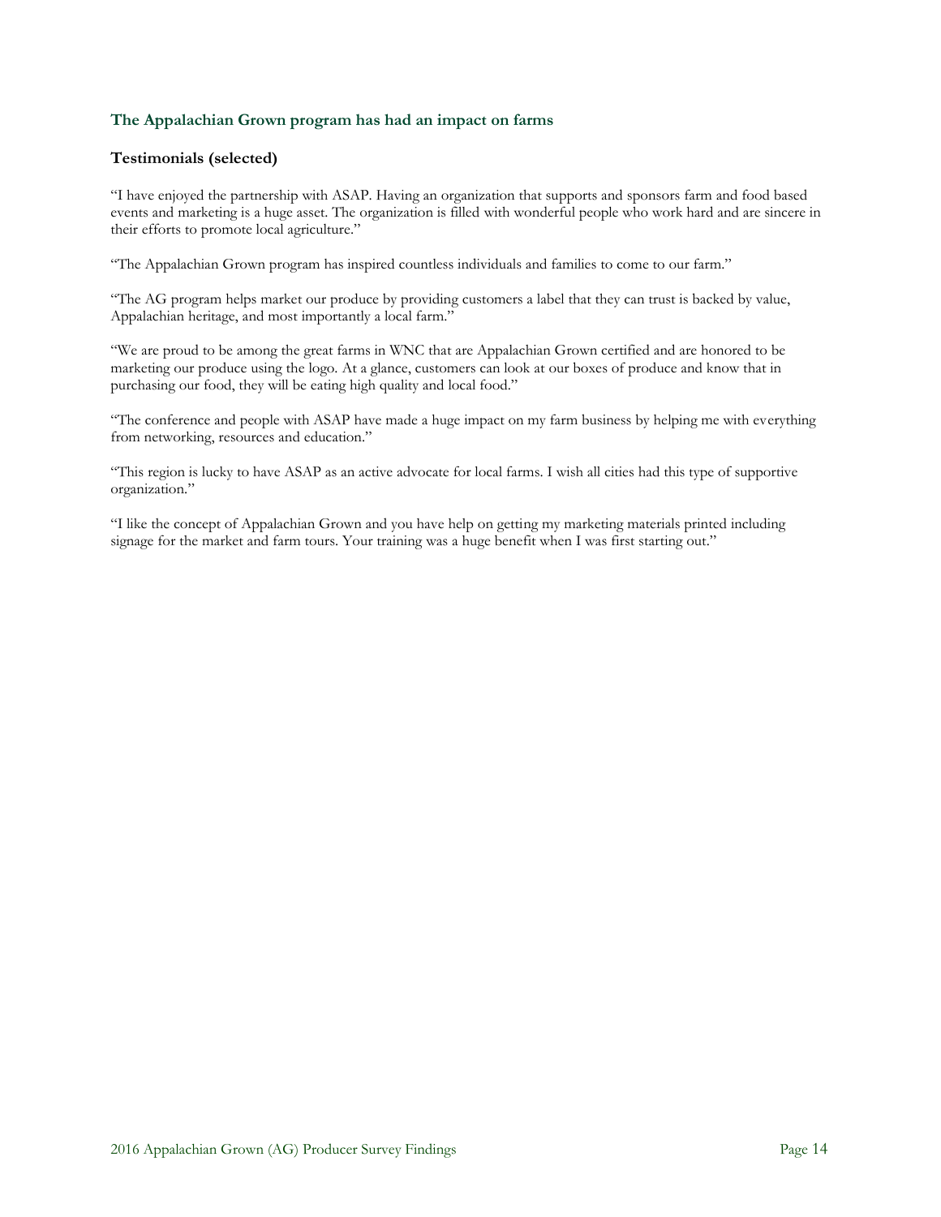## The Appalachian Grown program has had an impact on farms

### Testimonials (selected)

"I have enjoyed the partnership with ASAP. Having an organization that supports and sponsors farm and food based events and marketing is a huge asset. The organization is filled with wonderful people who work hard and are sincere in their efforts to promote local agriculture."

"The Appalachian Grown program has inspired countless individuals and families to come to our farm."

"The AG program helps market our produce by providing customers a label that they can trust is backed by value, Appalachian heritage, and most importantly a local farm."

"We are proud to be among the great farms in WNC that are Appalachian Grown certified and are honored to be marketing our produce using the logo. At a glance, customers can look at our boxes of produce and know that in purchasing our food, they will be eating high quality and local food."

"The conference and people with ASAP have made a huge impact on my farm business by helping me with everything from networking, resources and education."

"This region is lucky to have ASAP as an active advocate for local farms. I wish all cities had this type of supportive organization."

"I like the concept of Appalachian Grown and you have help on getting my marketing materials printed including signage for the market and farm tours. Your training was a huge benefit when I was first starting out."